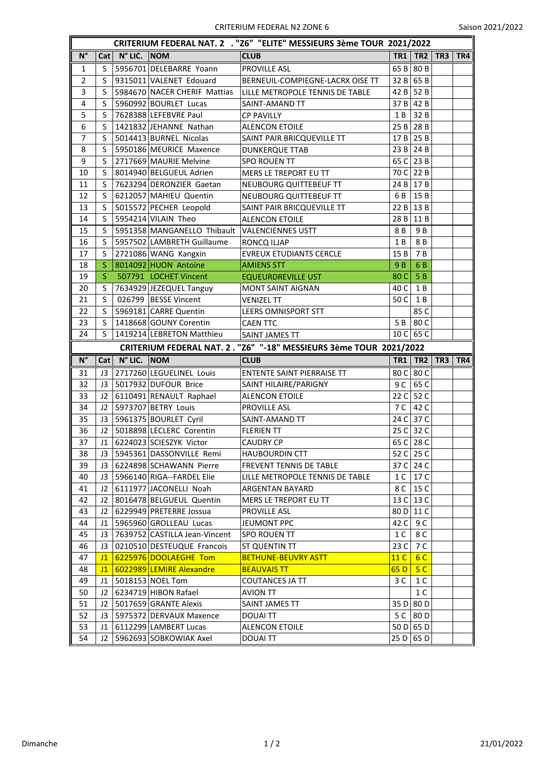CRITERIUM FEDERAL N2 ZONE 6

Saison 2021/2022

| N° | Cat | N° LIC. | NOM | CLUB | TR1 | TR2 | TR3 | TR4 |
|---|---|---|---|---|---|---|---|---|
| **CRITERIUM FEDERAL NAT. 2 . "Z6" "ELITE" MESSIEURS 3ème TOUR 2021/2022** | | | | | | | | |
| 1 | S | 5956701 | DELEBARRE Yoann | PROVILLE ASL | 65 B | 80 B | | |
| 2 | S | 9315011 | VALENET Edouard | BERNEUIL-COMPIEGNE-LACRX OISE TT | 32 B | 65 B | | |
| 3 | S | 5984670 | NACER CHERIF Mattias | LILLE METROPOLE TENNIS DE TABLE | 42 B | 52 B | | |
| 4 | S | 5960992 | BOURLET Lucas | SAINT-AMAND TT | 37 B | 42 B | | |
| 5 | S | 7628388 | LEFEBVRE Paul | CP PAVILLY | 1 B | 32 B | | |
| 6 | S | 1421832 | JEHANNE Nathan | ALENCON ETOILE | 25 B | 28 B | | |
| 7 | S | 5014413 | BURNEL Nicolas | SAINT PAIR BRICQUEVILLE TT | 17 B | 25 B | | |
| 8 | S | 5950186 | MEURICE Maxence | DUNKERQUE TTAB | 23 B | 24 B | | |
| 9 | S | 2717669 | MAURIE Melvine | SPO ROUEN TT | 65 C | 23 B | | |
| 10 | S | 8014940 | BELGUEUL Adrien | MERS LE TREPORT EU TT | 70 C | 22 B | | |
| 11 | S | 7623294 | DERONZIER Gaetan | NEUBOURG QUITTEBEUF TT | 24 B | 17 B | | |
| 12 | S | 6212057 | MAHIEU Quentin | NEUBOURG QUITTEBEUF TT | 6 B | 15 B | | |
| 13 | S | 5015572 | PECHER Leopold | SAINT PAIR BRICQUEVILLE TT | 22 B | 13 B | | |
| 14 | S | 5954214 | VILAIN Theo | ALENCON ETOILE | 28 B | 11 B | | |
| 15 | S | 5951358 | MANGANELLO Thibault | VALENCIENNES USTT | 8 B | 9 B | | |
| 16 | S | 5957502 | LAMBRETH Guillaume | RONCQ ILJAP | 1 B | 8 B | | |
| 17 | S | 2721086 | WANG Kangxin | EVREUX ETUDIANTS CERCLE | 15 B | 7 B | | |
| 18 | S | 8014092 | HUON Antoine | AMIENS STT | 9 B | 6 B | | |
| 19 | S | 507791 | LOCHET Vincent | EQUEURDREVILLE UST | 80 C | 5 B | | |
| 20 | S | 7634929 | JEZEQUEL Tanguy | MONT SAINT AIGNAN | 40 C | 1 B | | |
| 21 | S | 026799 | BESSE Vincent | VENIZEL TT | 50 C | 1 B | | |
| 22 | S | 5969181 | CARRE Quentin | LEERS OMNISPORT STT | | 85 C | | |
| 23 | S | 1418668 | GOUNY Corentin | CAEN TTC | 5 B | 80 C | | |
| 24 | S | 1419214 | LEBRETON Matthieu | SAINT JAMES TT | 10 C | 65 C | | |
| **CRITERIUM FEDERAL NAT. 2 . "Z6" "-18" MESSIEURS 3ème TOUR 2021/2022** | | | | | | | | |
| **N°** | **Cat** | **N° LIC.** | **NOM** | **CLUB** | **TR1** | **TR2** | **TR3** | **TR4** |
| 31 | J3 | 2717260 | LEGUELINEL Louis | ENTENTE SAINT PIERRAISE TT | 80 C | 80 C | | |
| 32 | J3 | 5017932 | DUFOUR Brice | SAINT HILAIRE/PARIGNY | 9 C | 65 C | | |
| 33 | J2 | 6110491 | RENAULT Raphael | ALENCON ETOILE | 22 C | 52 C | | |
| 34 | J2 | 5973707 | BETRY Louis | PROVILLE ASL | 7 C | 42 C | | |
| 35 | J3 | 5961375 | BOURLET Cyril | SAINT-AMAND TT | 24 C | 37 C | | |
| 36 | J2 | 5018898 | LECLERC Corentin | FLERIEN TT | 25 C | 32 C | | |
| 37 | J1 | 6224023 | SCIESZYK Victor | CAUDRY CP | 65 C | 28 C | | |
| 38 | J3 | 5945361 | DASSONVILLE Remi | HAUBOURDIN CTT | 52 C | 25 C | | |
| 39 | J3 | 6224898 | SCHAWANN Pierre | FREVENT TENNIS DE TABLE | 37 C | 24 C | | |
| 40 | J3 | 5966140 | RIGA--FARDEL Elie | LILLE METROPOLE TENNIS DE TABLE | 1 C | 17 C | | |
| 41 | J2 | 6111977 | JACONELLI Noah | ARGENTAN BAYARD | 8 C | 15 C | | |
| 42 | J2 | 8016478 | BELGUEUL Quentin | MERS LE TREPORT EU TT | 13 C | 13 C | | |
| 43 | J2 | 6229949 | PRETERRE Jossua | PROVILLE ASL | 80 D | 11 C | | |
| 44 | J1 | 5965960 | GROLLEAU Lucas | JEUMONT PPC | 42 C | 9 C | | |
| 45 | J3 | 7639752 | CASTILLA Jean-Vincent | SPO ROUEN TT | 1 C | 8 C | | |
| 46 | J3 | 0210510 | DESTEUQUE Francois | ST QUENTIN TT | 23 C | 7 C | | |
| 47 | J1 | 6225976 | DOOLAEGHE Tom | BETHUNE-BEUVRY ASTT | 11 C | 6 C | | |
| 48 | J1 | 6022989 | LEMIRE Alexandre | BEAUVAIS TT | 65 D | 5 C | | |
| 49 | J1 | 5018153 | NOEL Tom | COUTANCES JA TT | 3 C | 1 C | | |
| 50 | J2 | 6234719 | HIBON Rafael | AVION TT | | 1 C | | |
| 51 | J2 | 5017659 | GRANTE Alexis | SAINT JAMES TT | 35 D | 80 D | | |
| 52 | J3 | 5975372 | DERVAUX Maxence | DOUAI TT | 5 C | 80 D | | |
| 53 | J1 | 6112299 | LAMBERT Lucas | ALENCON ETOILE | 50 D | 65 D | | |
| 54 | J2 | 5962693 | SOBKOWIAK Axel | DOUAI TT | 25 D | 65 D | | |

Dimanche 21/01/2022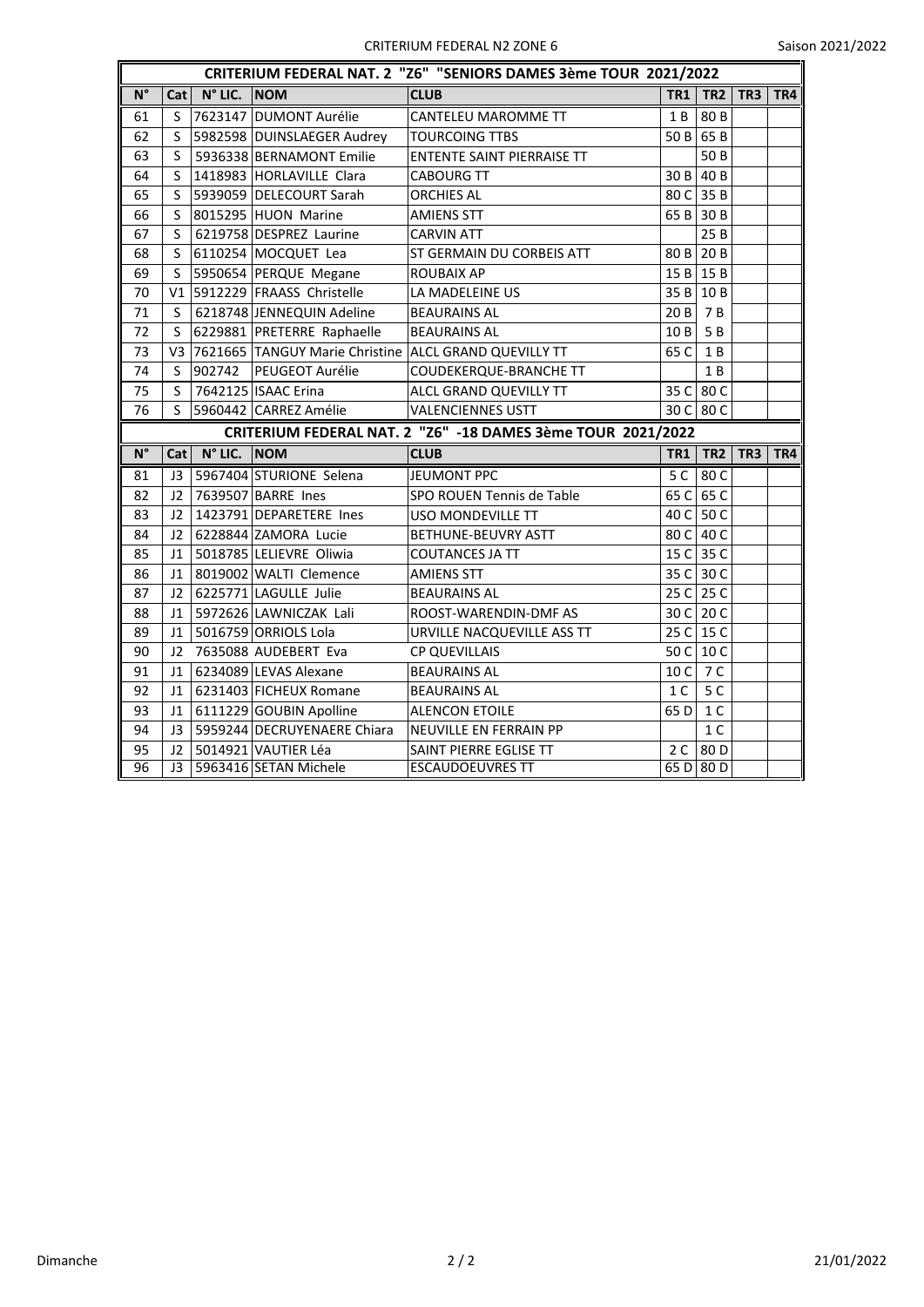| N° | Cat | N° LIC. | NOM | CLUB | TR1 | TR2 | TR3 | TR4 |
|---|---|---|---|---|---|---|---|---|
| **CRITERIUM FEDERAL NAT. 2 "Z6" "SENIORS DAMES 3ème TOUR 2021/2022** | | | | | | | | |
| 61 | S | 7623147 | DUMONT Aurélie | CANTELEU MAROMME TT | 1 B | 80 B | | |
| 62 | S | 5982598 | DUINSLAEGER Audrey | TOURCOING TTBS | 50 B | 65 B | | |
| 63 | S | 5936338 | BERNAMONT Emilie | ENTENTE SAINT PIERRAISE TT | | 50 B | | |
| 64 | S | 1418983 | HORLAVILLE Clara | CABOURG TT | 30 B | 40 B | | |
| 65 | S | 5939059 | DELECOURT Sarah | ORCHIES AL | 80 C | 35 B | | |
| 66 | S | 8015295 | HUON Marine | AMIENS STT | 65 B | 30 B | | |
| 67 | S | 6219758 | DESPREZ Laurine | CARVIN ATT | | 25 B | | |
| 68 | S | 6110254 | MOCQUET Lea | ST GERMAIN DU CORBEIS ATT | 80 B | 20 B | | |
| 69 | S | 5950654 | PERQUE Megane | ROUBAIX AP | 15 B | 15 B | | |
| 70 | V1 | 5912229 | FRAASS Christelle | LA MADELEINE US | 35 B | 10 B | | |
| 71 | S | 6218748 | JENNEQUIN Adeline | BEAURAINS AL | 20 B | 7 B | | |
| 72 | S | 6229881 | PRETERRE Raphaelle | BEAURAINS AL | 10 B | 5 B | | |
| 73 | V3 | 7621665 | TANGUY Marie Christine | ALCL GRAND QUEVILLY TT | 65 C | 1 B | | |
| 74 | S | 902742 | PEUGEOT Aurélie | COUDEKERQUE-BRANCHE TT | | 1 B | | |
| 75 | S | 7642125 | ISAAC Erina | ALCL GRAND QUEVILLY TT | 35 C | 80 C | | |
| 76 | S | 5960442 | CARREZ Amélie | VALENCIENNES USTT | 30 C | 80 C | | |
| **CRITERIUM FEDERAL NAT. 2 "Z6" -18 DAMES 3ème TOUR 2021/2022** | | | | | | | | |
| **N°** | **Cat** | **N° LIC.** | **NOM** | **CLUB** | **TR1** | **TR2** | **TR3** | **TR4** |
| 81 | J3 | 5967404 | STURIONE Selena | JEUMONT PPC | 5 C | 80 C | | |
| 82 | J2 | 7639507 | BARRE Ines | SPO ROUEN Tennis de Table | 65 C | 65 C | | |
| 83 | J2 | 1423791 | DEPARETERE Ines | USO MONDEVILLE TT | 40 C | 50 C | | |
| 84 | J2 | 6228844 | ZAMORA Lucie | BETHUNE-BEUVRY ASTT | 80 C | 40 C | | |
| 85 | J1 | 5018785 | LELIEVRE Oliwia | COUTANCES JA TT | 15 C | 35 C | | |
| 86 | J1 | 8019002 | WALTI Clemence | AMIENS STT | 35 C | 30 C | | |
| 87 | J2 | 6225771 | LAGULLE Julie | BEAURAINS AL | 25 C | 25 C | | |
| 88 | J1 | 5972626 | LAWNICZAK Lali | ROOST-WARENDIN-DMF AS | 30 C | 20 C | | |
| 89 | J1 | 5016759 | ORRIOLS Lola | URVILLE NACQUEVILLE ASS TT | 25 C | 15 C | | |
| 90 | J2 | 7635088 | AUDEBERT Eva | CP QUEVILLAIS | 50 C | 10 C | | |
| 91 | J1 | 6234089 | LEVAS Alexane | BEAURAINS AL | 10 C | 7 C | | |
| 92 | J1 | 6231403 | FICHEUX Romane | BEAURAINS AL | 1 C | 5 C | | |
| 93 | J1 | 6111229 | GOUBIN Apolline | ALENCON ETOILE | 65 D | 1 C | | |
| 94 | J3 | 5959244 | DECRUYENAERE Chiara | NEUVILLE EN FERRAIN PP | | 1 C | | |
| 95 | J2 | 5014921 | VAUTIER Léa | SAINT PIERRE EGLISE TT | 2 C | 80 D | | |
| 96 | J3 | 5963416 | SETAN Michele | ESCAUDOEUVRES TT | 65 D | 80 D | | |